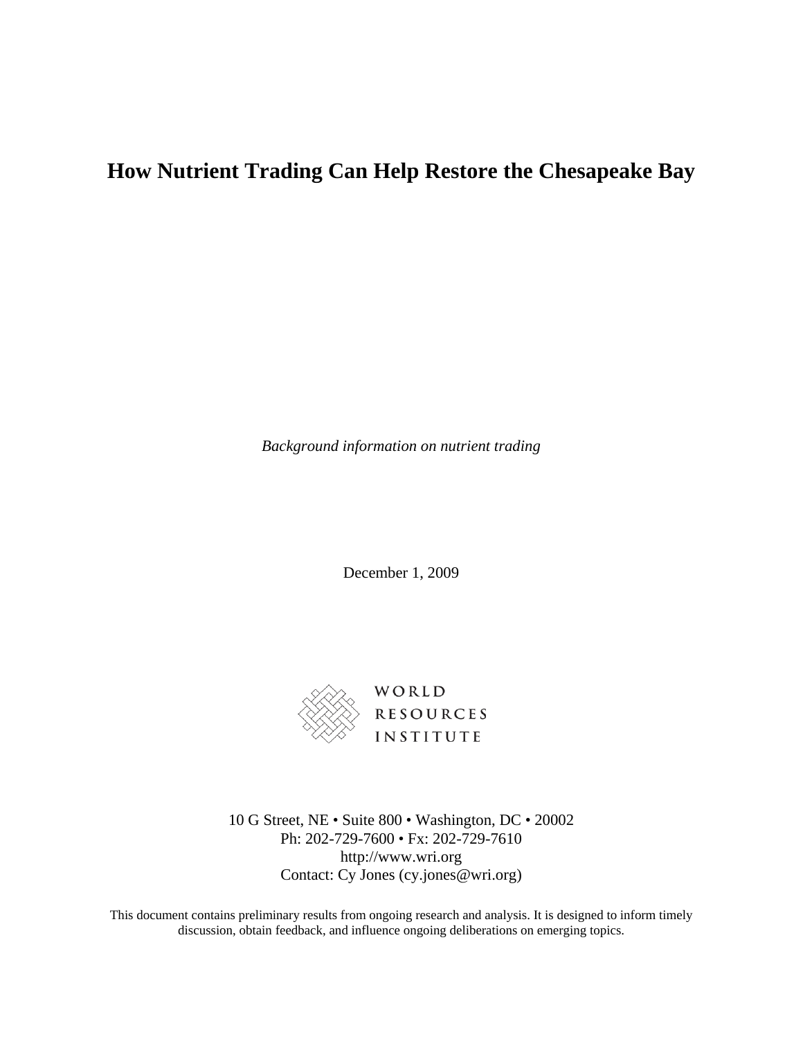# How Nutrient Trading Can Help Restore the Chesapeake Bay

*Background information on nutrient trading*

December 1, 2009

WORLD
RESOURCES
INSTITUTE

10 G Street, NE • Suite 800 • Washington, DC • 20002
Ph: 202-729-7600 • Fx: 202-729-7610
http://www.wri.org
Contact: Cy Jones (cy.jones@wri.org)

This document contains preliminary results from ongoing research and analysis. It is designed to inform timely discussion, obtain feedback, and influence ongoing deliberations on emerging topics.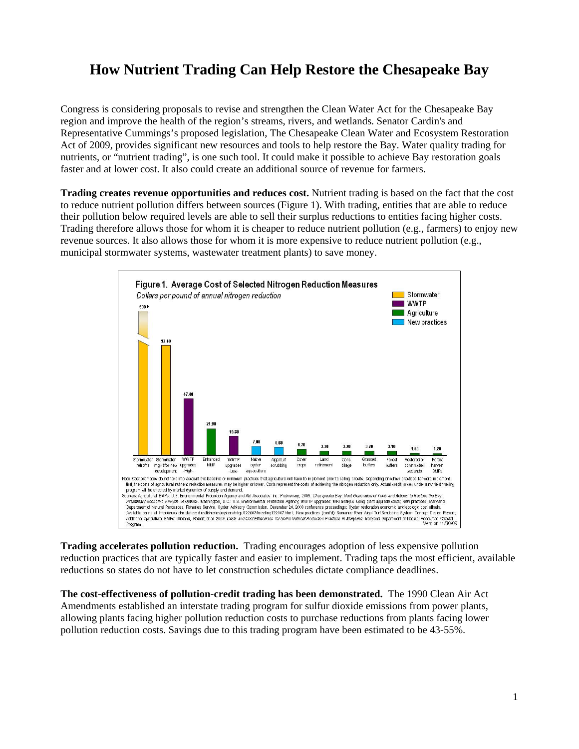# How Nutrient Trading Can Help Restore the Chesapeake Bay

Congress is considering proposals to revise and strengthen the Clean Water Act for the Chesapeake Bay region and improve the health of the region's streams, rivers, and wetlands. Senator Cardin's and Representative Cummings's proposed legislation, The Chesapeake Clean Water and Ecosystem Restoration Act of 2009, provides significant new resources and tools to help restore the Bay. Water quality trading for nutrients, or "nutrient trading", is one such tool. It could make it possible to achieve Bay restoration goals faster and at lower cost. It also could create an additional source of revenue for farmers.

**Trading creates revenue opportunities and reduces cost.** Nutrient trading is based on the fact that the cost to reduce nutrient pollution differs between sources (Figure 1). With trading, entities that are able to reduce their pollution below required levels are able to sell their surplus reductions to entities facing higher costs. Trading therefore allows those for whom it is cheaper to reduce nutrient pollution (e.g., farmers) to enjoy new revenue sources. It also allows those for whom it is more expensive to reduce nutrient pollution (e.g., municipal stormwater systems, wastewater treatment plants) to save money.

**Figure 1. Average Cost of Selected Nitrogen Reduction Measures**

*Dollars per pound of annual nitrogen reduction*

| Measure | Category | Cost |
|---|---|---|
| Stormwater retrofits | Stormwater | 500+ |
| Stormwater mgmt for new development | Stormwater | 92.40 |
| WWTP upgrades -High- | WWTP | 47.40 |
| Enhanced NMP | Agriculture | 21.90 |
| WWTP upgrades -Low- | WWTP | 15.80 |
| Native oyster aquaculture | New practices | 7.00 |
| Algal turf scrubbing | New practices | 6.60 |
| Cover crops | Agriculture | 4.70 |
| Land retirement | Agriculture | 3.30 |
| Cons. tillage | Agriculture | 3.20 |
| Grassed buffers | Agriculture | 3.20 |
| Forest buffers | Agriculture | 3.10 |
| Restored or constructed wetlands | Agriculture | 1.50 |
| Forest harvest BMPs | Agriculture | 1.20 |

Note: Cost estimates do not take into account the baseline or minimum practices that agriculture will have to implement prior to selling credits. Depending on which practices farmers implement first, the costs of agricultural nutrient reduction measures may be higher or lower. Costs represent the costs of achieving the nitrogen reduction only. Actual credit prices under a nutrient trading program will be affected by market dynamics of supply and demand.

Sources: Agricultural BMPs: U.S. Environmental Protection Agency and Abt Associates Inc. *Preliminary*, 2009. *Chesapeake Bay: Next Generation of Tools and Actions to Restore the Bay: Preliminary Economic Analysis of Options.* Washington, D.C.: U.S. Environmental Protection Agency; WWTP upgrades: WRI analysis using plant upgrade costs; New practices: Maryland Department of Natural Resources, Fisheries Service, Oyster Advisory Commission. December 20, 2008 conference proceedings: Oyster restoration economic and ecologic cost offsets. Available online at: http://www.dnr.state.md.us/fisheries/oysters/mtgs/122007/meeting122007.html; New practices (cont'd): Suwanee River Algal Turf Scrubbing System Concept Design Report; Additional agricultural BMPs: Wieland, Robert, et al. 2009. *Costs and Cost Efficiencies for Some Nutrient Reduction Practices in Maryland.* Maryland Department of Natural Resources Coastal Program. Version 11/30/09

**Trading accelerates pollution reduction.** Trading encourages adoption of less expensive pollution reduction practices that are typically faster and easier to implement. Trading taps the most efficient, available reductions so states do not have to let construction schedules dictate compliance deadlines.

**The cost-effectiveness of pollution-credit trading has been demonstrated.** The 1990 Clean Air Act Amendments established an interstate trading program for sulfur dioxide emissions from power plants, allowing plants facing higher pollution reduction costs to purchase reductions from plants facing lower pollution reduction costs. Savings due to this trading program have been estimated to be 43-55%.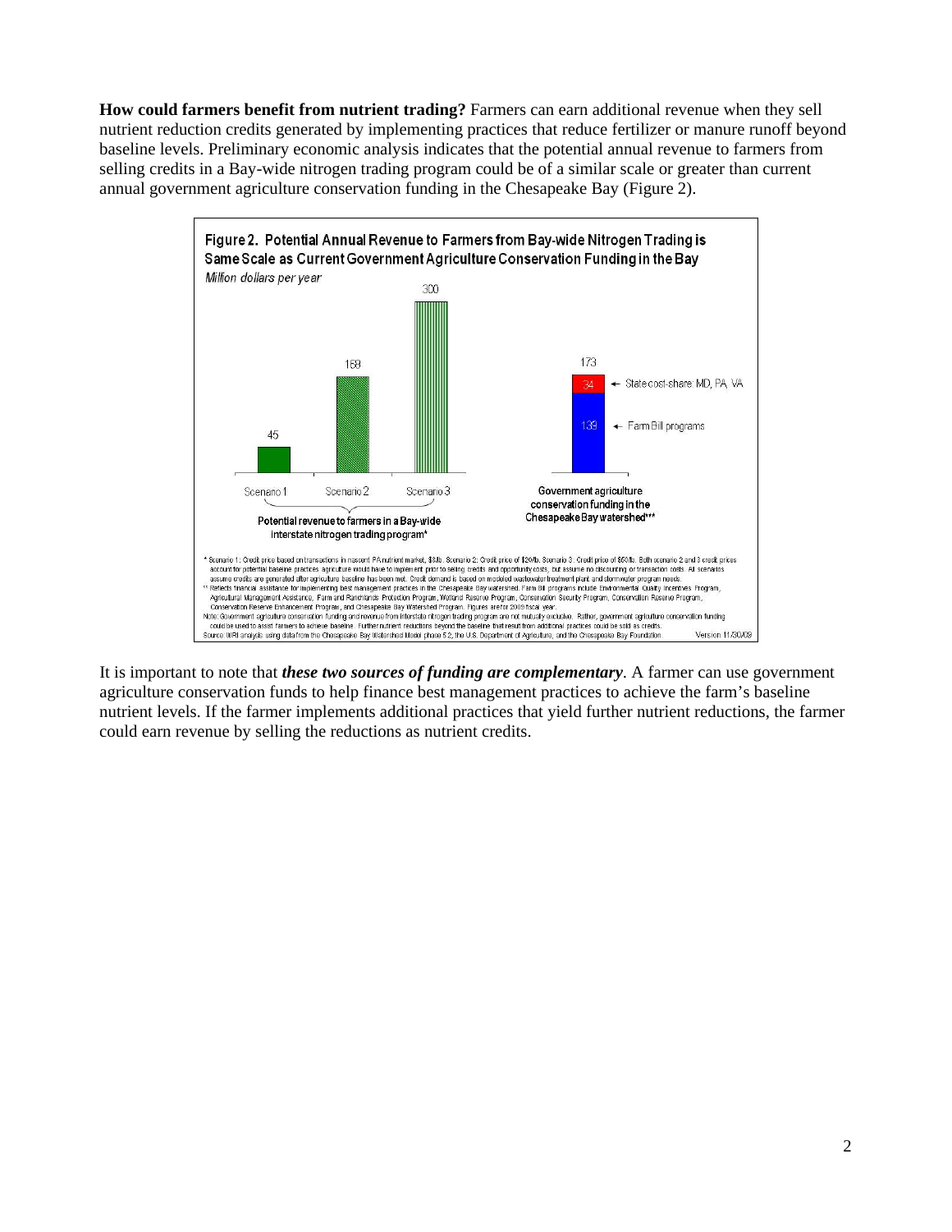**How could farmers benefit from nutrient trading?** Farmers can earn additional revenue when they sell nutrient reduction credits generated by implementing practices that reduce fertilizer or manure runoff beyond baseline levels. Preliminary economic analysis indicates that the potential annual revenue to farmers from selling credits in a Bay-wide nitrogen trading program could be of a similar scale or greater than current annual government agriculture conservation funding in the Chesapeake Bay (Figure 2).

**Figure 2. Potential Annual Revenue to Farmers from Bay-wide Nitrogen Trading is Same Scale as Current Government Agriculture Conservation Funding in the Bay**

*Million dollars per year*

| | Million dollars per year |
|---|---|
| Scenario 1 | 45 |
| Scenario 2 | 168 |
| Scenario 3 | 300 |
| Government agriculture conservation funding in the Chesapeake Bay watershed*** | 173 (Farm Bill programs: 139; State cost-share: MD, PA, VA: 34) |

Scenarios 1–3: Potential revenue to farmers in a Bay-wide interstate nitrogen trading program*

\* Scenario 1: Credit price based on transactions in nascent PA nutrient market, $8/lb. Scenario 2: Credit price of $20/lb. Scenario 3: Credit price of $63/lb. Both scenario 2 and 3 credit prices account for potential baseline practices agriculture would have to implement prior to selling credits and opportunity costs, but assume no discounting or transaction costs. All scenarios assume credits are generated after agriculture baseline has been met. Credit demand is based on modeled wastewater treatment plant and stormwater program needs.

\*\* Reflects financial assistance for implementing best management practices in the Chesapeake Bay watershed. Farm Bill programs include Environmental Quality Incentives Program, Agricultural Management Assistance, Farm and Ranchlands Protection Program, Wetland Reserve Program, Conservation Security Program, Conservation Reserve Program, Conservation Reserve Enhancement Program, and Chesapeake Bay Watershed Program. Figures are for 2009 fiscal year.

Note: Government agriculture conservation funding and revenue from interstate nitrogen trading program are not mutually exclusive. Rather, government agriculture conservation funding could be used to assist farmers to achieve baseline. Further nutrient reductions beyond the baseline that result from additional practices could be sold as credits.

Source: WRI analysis using data from the Chesapeake Bay Watershed Model phase 5.2, the U.S. Department of Agriculture, and the Chesapeake Bay Foundation. Version 11/30/09

It is important to note that ***these two sources of funding are complementary***. A farmer can use government agriculture conservation funds to help finance best management practices to achieve the farm's baseline nutrient levels. If the farmer implements additional practices that yield further nutrient reductions, the farmer could earn revenue by selling the reductions as nutrient credits.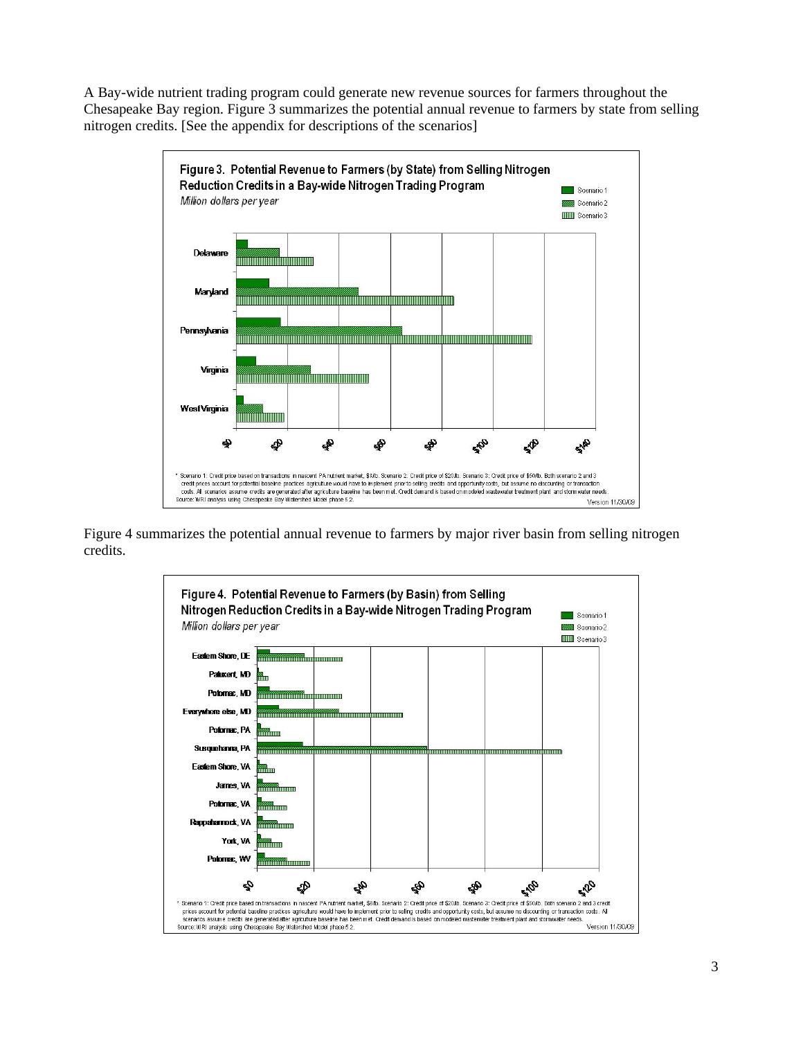A Bay-wide nutrient trading program could generate new revenue sources for farmers throughout the Chesapeake Bay region. Figure 3 summarizes the potential annual revenue to farmers by state from selling nitrogen credits. [See the appendix for descriptions of the scenarios]

**Figure 3. Potential Revenue to Farmers (by State) from Selling Nitrogen Reduction Credits in a Bay-wide Nitrogen Trading Program**

*Million dollars per year*

Legend: Scenario 1, Scenario 2, Scenario 3

States: Delaware, Maryland, Pennsylvania, Virginia, West Virginia

Axis: $0, $20, $40, $60, $80, $100, $120, $140

* Scenario 1: Credit price based on transactions in nascent PA nutrient market, $8/lb. Scenario 2: Credit price of $20/lb. Scenario 3: Credit price of $50/lb. Both scenario 2 and 3 credit prices account for potential baseline practices agriculture would have to implement prior to selling credits and opportunity costs, but assume no discounting or transaction costs. All scenarios assume credits are generated after agriculture baseline has been met. Credit demand is based on modeled wastewater treatment plant and stormwater needs.
Source: WRI analysis using Chesapeake Bay Watershed Model phase 5.2.
Version 11/30/09

Figure 4 summarizes the potential annual revenue to farmers by major river basin from selling nitrogen credits.

**Figure 4. Potential Revenue to Farmers (by Basin) from Selling Nitrogen Reduction Credits in a Bay-wide Nitrogen Trading Program**

*Million dollars per year*

Legend: Scenario 1, Scenario 2, Scenario 3

Basins: Eastern Shore, DE; Patuxent, MD; Potomac, MD; Everywhere else, MD; Potomac, PA; Susquehanna, PA; Eastern Shore, VA; James, VA; Potomac, VA; Rappahannock, VA; York, VA; Potomac, WV

Axis: $0, $20, $40, $60, $80, $100, $120

* Scenario 1: Credit price based on transactions in nascent PA nutrient market, $8/lb. Scenario 2: Credit price of $20/lb. Scenario 3: Credit price of $50/lb. Both scenario 2 and 3 credit prices account for potential baseline practices agriculture would have to implement prior to selling credits and opportunity costs, but assume no discounting or transaction costs. All scenarios assume credits are generated after agriculture baseline has been met. Credit demand is based on modeled wastewater treatment plant and stormwater needs.
Source: WRI analysis using Chesapeake Bay Watershed Model phase 5.2.
Version 11/30/09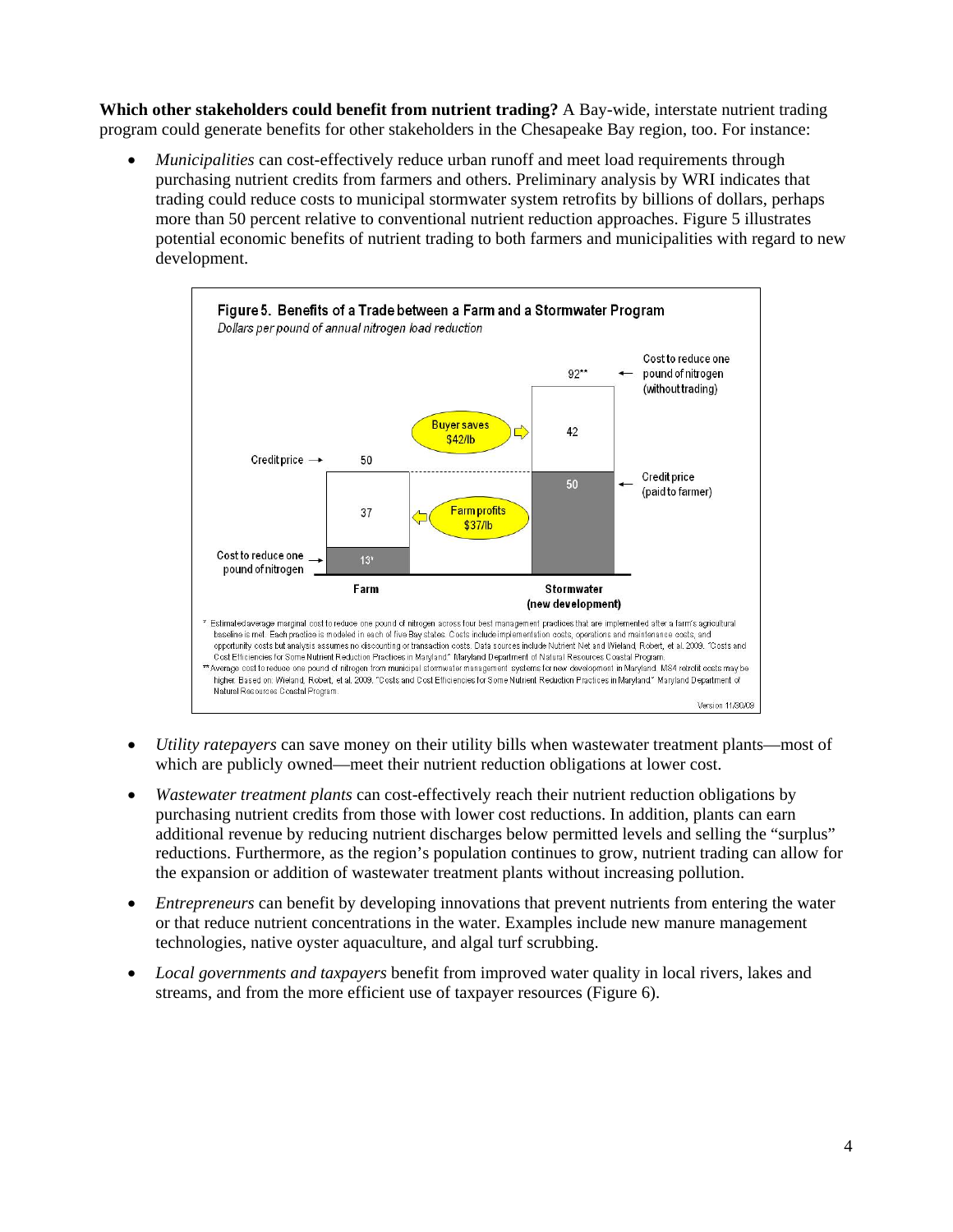**Which other stakeholders could benefit from nutrient trading?** A Bay-wide, interstate nutrient trading program could generate benefits for other stakeholders in the Chesapeake Bay region, too. For instance:

- *Municipalities* can cost-effectively reduce urban runoff and meet load requirements through purchasing nutrient credits from farmers and others. Preliminary analysis by WRI indicates that trading could reduce costs to municipal stormwater system retrofits by billions of dollars, perhaps more than 50 percent relative to conventional nutrient reduction approaches. Figure 5 illustrates potential economic benefits of nutrient trading to both farmers and municipalities with regard to new development.

**Figure 5. Benefits of a Trade between a Farm and a Stormwater Program**

*Dollars per pound of annual nitrogen load reduction*

| | Farm | Stormwater (new development) |
|---|---|---|
| Cost to reduce one pound of nitrogen | 13* | 92** (without trading) |
| Credit price | 50 | 50 (paid to farmer) |
| Farm profits | 37 | |
| Buyer saves | | 42 |

Buyer saves \$42/lb

Farm profits \$37/lb

\* Estimated average marginal cost to reduce one pound of nitrogen across four best management practices that are implemented after a farm's agricultural baseline is met. Each practice is modeled in each of five Bay states. Costs include implementation costs, operations and maintenance costs, and opportunity costs but analysis assumes no discounting or transaction costs. Data sources include Nutrient Net and Wieland, Robert, et al. 2009. "Costs and Cost Efficiencies for Some Nutrient Reduction Practices in Maryland." Maryland Department of Natural Resources Coastal Program.

\*\* Average cost to reduce one pound of nitrogen from municipal stormwater management systems for new development in Maryland. MS4 retrofit costs may be higher. Based on: Wieland, Robert, et al. 2009. "Costs and Cost Efficiencies for Some Nutrient Reduction Practices in Maryland." Maryland Department of Natural Resources Coastal Program.

Version 11/30/09

- *Utility ratepayers* can save money on their utility bills when wastewater treatment plants—most of which are publicly owned—meet their nutrient reduction obligations at lower cost.

- *Wastewater treatment plants* can cost-effectively reach their nutrient reduction obligations by purchasing nutrient credits from those with lower cost reductions. In addition, plants can earn additional revenue by reducing nutrient discharges below permitted levels and selling the "surplus" reductions. Furthermore, as the region's population continues to grow, nutrient trading can allow for the expansion or addition of wastewater treatment plants without increasing pollution.

- *Entrepreneurs* can benefit by developing innovations that prevent nutrients from entering the water or that reduce nutrient concentrations in the water. Examples include new manure management technologies, native oyster aquaculture, and algal turf scrubbing.

- *Local governments and taxpayers* benefit from improved water quality in local rivers, lakes and streams, and from the more efficient use of taxpayer resources (Figure 6).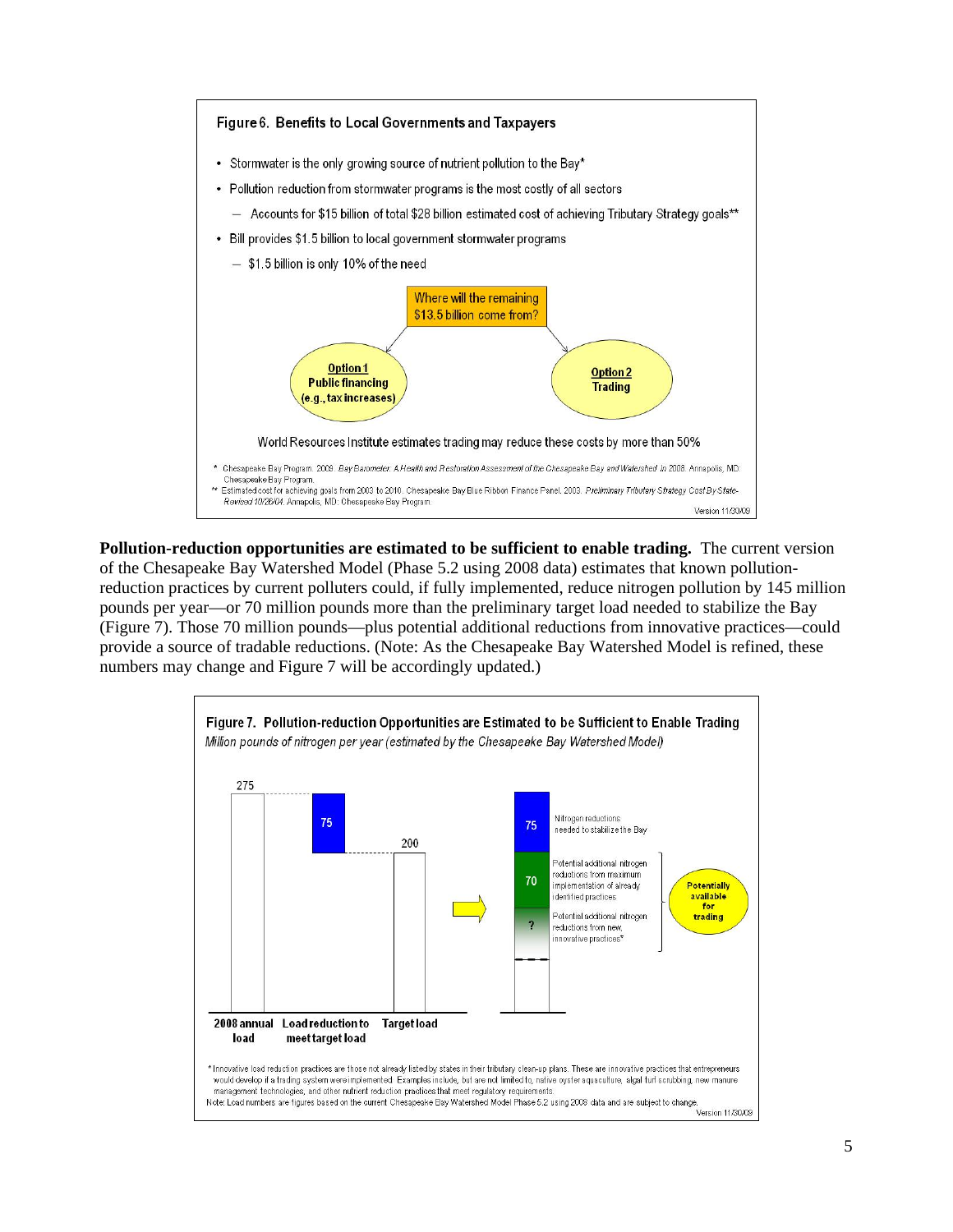**Figure 6. Benefits to Local Governments and Taxpayers**

- Stormwater is the only growing source of nutrient pollution to the Bay*
- Pollution reduction from stormwater programs is the most costly of all sectors
  - Accounts for $15 billion of total $28 billion estimated cost of achieving Tributary Strategy goals**
- Bill provides $1.5 billion to local government stormwater programs
  - $1.5 billion is only 10% of the need

Where will the remaining $13.5 billion come from?

**Option 1**
**Public financing (e.g., tax increases)**

**Option 2**
**Trading**

World Resources Institute estimates trading may reduce these costs by more than 50%

\* Chesapeake Bay Program. 2009. *Bay Barometer: A Health and Restoration Assessment of the Chesapeake Bay and Watershed in 2008.* Annapolis, MD: Chesapeake Bay Program.
\** Estimated cost for achieving goals from 2003 to 2010. Chesapeake Bay Blue Ribbon Finance Panel. 2003. *Preliminary Tributary Strategy Cost By State-Revised 10/26/04.* Annapolis, MD: Chesapeake Bay Program.

Version 11/30/09

**Pollution-reduction opportunities are estimated to be sufficient to enable trading.** The current version of the Chesapeake Bay Watershed Model (Phase 5.2 using 2008 data) estimates that known pollution-reduction practices by current polluters could, if fully implemented, reduce nitrogen pollution by 145 million pounds per year—or 70 million pounds more than the preliminary target load needed to stabilize the Bay (Figure 7). Those 70 million pounds—plus potential additional reductions from innovative practices—could provide a source of tradable reductions. (Note: As the Chesapeake Bay Watershed Model is refined, these numbers may change and Figure 7 will be accordingly updated.)

**Figure 7. Pollution-reduction Opportunities are Estimated to be Sufficient to Enable Trading**
*Million pounds of nitrogen per year (estimated by the Chesapeake Bay Watershed Model)*

| 2008 annual load | Load reduction to meet target load | Target load |
|---|---|---|
| 275 | 75 | 200 |

| Amount | Description | |
|---|---|---|
| 75 | Nitrogen reductions needed to stabilize the Bay | |
| 70 | Potential additional nitrogen reductions from maximum implementation of already identified practices | Potentially available for trading |
| ? | Potential additional nitrogen reductions from new, innovative practices* | Potentially available for trading |

\* Innovative load reduction practices are those not already listed by states in their tributary clean-up plans. These are innovative practices that entrepreneurs would develop if a trading system were implemented. Examples include, but are not limited to, native oyster aquaculture, algal turf scrubbing, new manure management technologies, and other nutrient reduction practices that meet regulatory requirements.
Note: Load numbers are figures based on the current Chesapeake Bay Watershed Model Phase 5.2 using 2008 data and are subject to change.

Version 11/30/09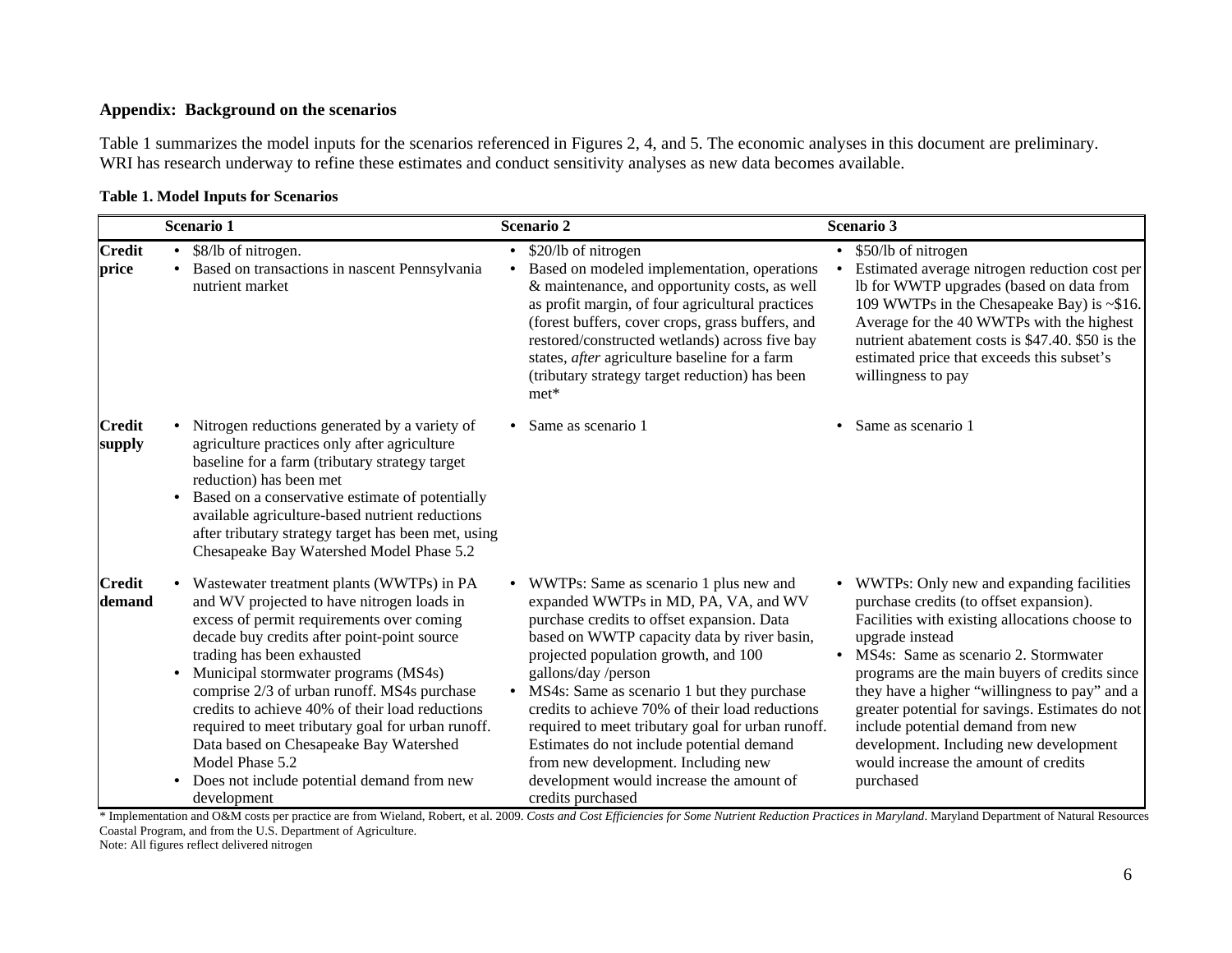### Appendix: Background on the scenarios

Table 1 summarizes the model inputs for the scenarios referenced in Figures 2, 4, and 5. The economic analyses in this document are preliminary. WRI has research underway to refine these estimates and conduct sensitivity analyses as new data becomes available.

**Table 1. Model Inputs for Scenarios**

| | Scenario 1 | Scenario 2 | Scenario 3 |
|---|---|---|---|
| **Credit price** | • \$8/lb of nitrogen. • Based on transactions in nascent Pennsylvania nutrient market | • \$20/lb of nitrogen • Based on modeled implementation, operations & maintenance, and opportunity costs, as well as profit margin, of four agricultural practices (forest buffers, cover crops, grass buffers, and restored/constructed wetlands) across five bay states, *after* agriculture baseline for a farm (tributary strategy target reduction) has been met* | • \$50/lb of nitrogen • Estimated average nitrogen reduction cost per lb for WWTP upgrades (based on data from 109 WWTPs in the Chesapeake Bay) is ~\$16. Average for the 40 WWTPs with the highest nutrient abatement costs is \$47.40. \$50 is the estimated price that exceeds this subset's willingness to pay |
| **Credit supply** | • Nitrogen reductions generated by a variety of agriculture practices only after agriculture baseline for a farm (tributary strategy target reduction) has been met • Based on a conservative estimate of potentially available agriculture-based nutrient reductions after tributary strategy target has been met, using Chesapeake Bay Watershed Model Phase 5.2 | • Same as scenario 1 | • Same as scenario 1 |
| **Credit demand** | • Wastewater treatment plants (WWTPs) in PA and WV projected to have nitrogen loads in excess of permit requirements over coming decade buy credits after point-point source trading has been exhausted • Municipal stormwater programs (MS4s) comprise 2/3 of urban runoff. MS4s purchase credits to achieve 40% of their load reductions required to meet tributary goal for urban runoff. Data based on Chesapeake Bay Watershed Model Phase 5.2 • Does not include potential demand from new development | • WWTPs: Same as scenario 1 plus new and expanded WWTPs in MD, PA, VA, and WV purchase credits to offset expansion. Data based on WWTP capacity data by river basin, projected population growth, and 100 gallons/day /person • MS4s: Same as scenario 1 but they purchase credits to achieve 70% of their load reductions required to meet tributary goal for urban runoff. Estimates do not include potential demand from new development. Including new development would increase the amount of credits purchased | • WWTPs: Only new and expanding facilities purchase credits (to offset expansion). Facilities with existing allocations choose to upgrade instead • MS4s: Same as scenario 2. Stormwater programs are the main buyers of credits since they have a higher "willingness to pay" and a greater potential for savings. Estimates do not include potential demand from new development. Including new development would increase the amount of credits purchased |

\* Implementation and O&M costs per practice are from Wieland, Robert, et al. 2009. *Costs and Cost Efficiencies for Some Nutrient Reduction Practices in Maryland*. Maryland Department of Natural Resources Coastal Program, and from the U.S. Department of Agriculture.

Note: All figures reflect delivered nitrogen